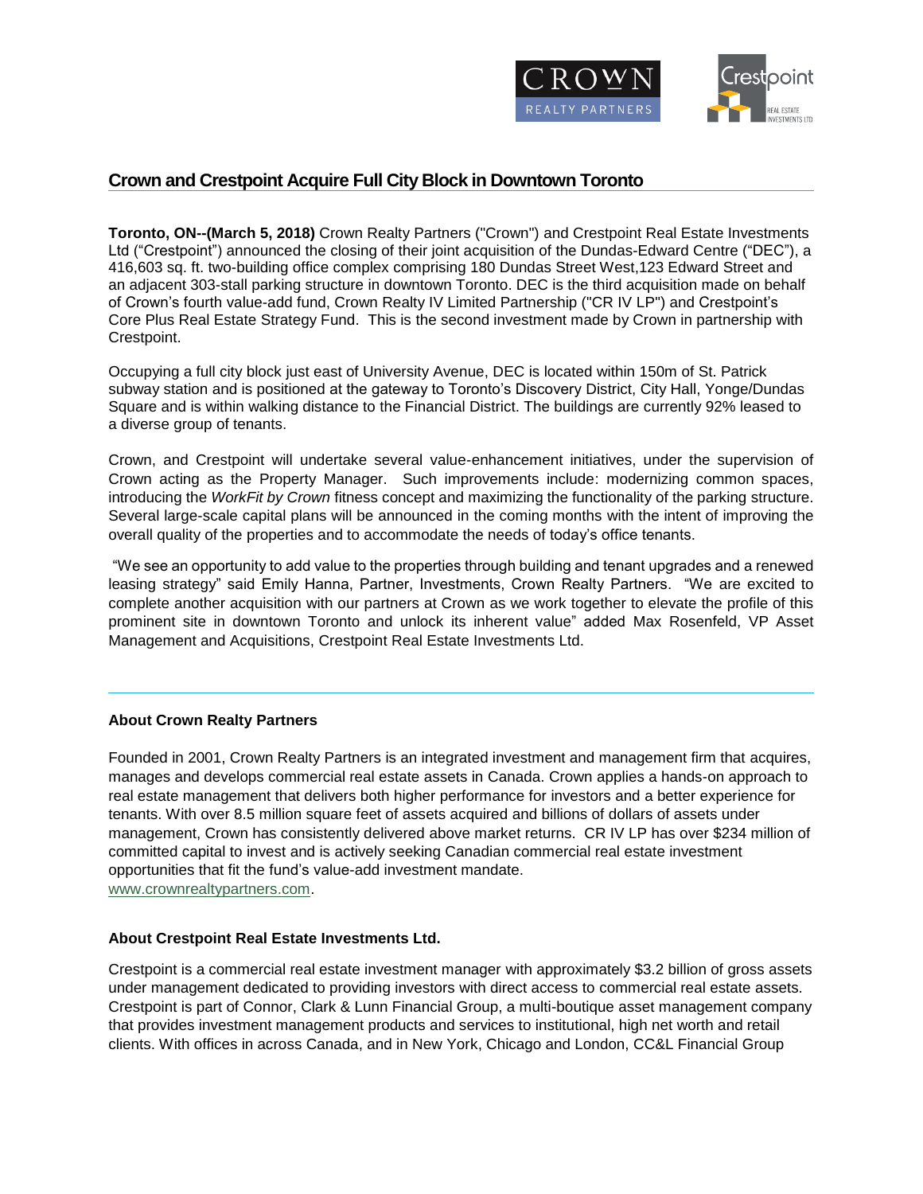# Crown and Crestpoint Acquire Full City Block in Downtown Toronto

**Toronto, ON--(March 5, 2018)** Crown Realty Partners ("Crown") and Crestpoint Real Estate Investments Ltd ("Crestpoint") announced the closing of their joint acquisition of the Dundas-Edward Centre ("DEC"), a 416,603 sq. ft. two-building office complex comprising 180 Dundas Street West,123 Edward Street and an adjacent 303-stall parking structure in downtown Toronto. DEC is the third acquisition made on behalf of Crown's fourth value-add fund, Crown Realty IV Limited Partnership ("CR IV LP") and Crestpoint's Core Plus Real Estate Strategy Fund. This is the second investment made by Crown in partnership with Crestpoint.

Occupying a full city block just east of University Avenue, DEC is located within 150m of St. Patrick subway station and is positioned at the gateway to Toronto's Discovery District, City Hall, Yonge/Dundas Square and is within walking distance to the Financial District. The buildings are currently 92% leased to a diverse group of tenants.

Crown, and Crestpoint will undertake several value-enhancement initiatives, under the supervision of Crown acting as the Property Manager. Such improvements include: modernizing common spaces, introducing the *WorkFit by Crown* fitness concept and maximizing the functionality of the parking structure. Several large-scale capital plans will be announced in the coming months with the intent of improving the overall quality of the properties and to accommodate the needs of today's office tenants.

"We see an opportunity to add value to the properties through building and tenant upgrades and a renewed leasing strategy" said Emily Hanna, Partner, Investments, Crown Realty Partners. "We are excited to complete another acquisition with our partners at Crown as we work together to elevate the profile of this prominent site in downtown Toronto and unlock its inherent value" added Max Rosenfeld, VP Asset Management and Acquisitions, Crestpoint Real Estate Investments Ltd.

---

**About Crown Realty Partners**

Founded in 2001, Crown Realty Partners is an integrated investment and management firm that acquires, manages and develops commercial real estate assets in Canada. Crown applies a hands-on approach to real estate management that delivers both higher performance for investors and a better experience for tenants. With over 8.5 million square feet of assets acquired and billions of dollars of assets under management, Crown has consistently delivered above market returns. CR IV LP has over $234 million of committed capital to invest and is actively seeking Canadian commercial real estate investment opportunities that fit the fund's value-add investment mandate.
www.crownrealtypartners.com.

**About Crestpoint Real Estate Investments Ltd.**

Crestpoint is a commercial real estate investment manager with approximately $3.2 billion of gross assets under management dedicated to providing investors with direct access to commercial real estate assets. Crestpoint is part of Connor, Clark & Lunn Financial Group, a multi-boutique asset management company that provides investment management products and services to institutional, high net worth and retail clients. With offices in across Canada, and in New York, Chicago and London, CC&L Financial Group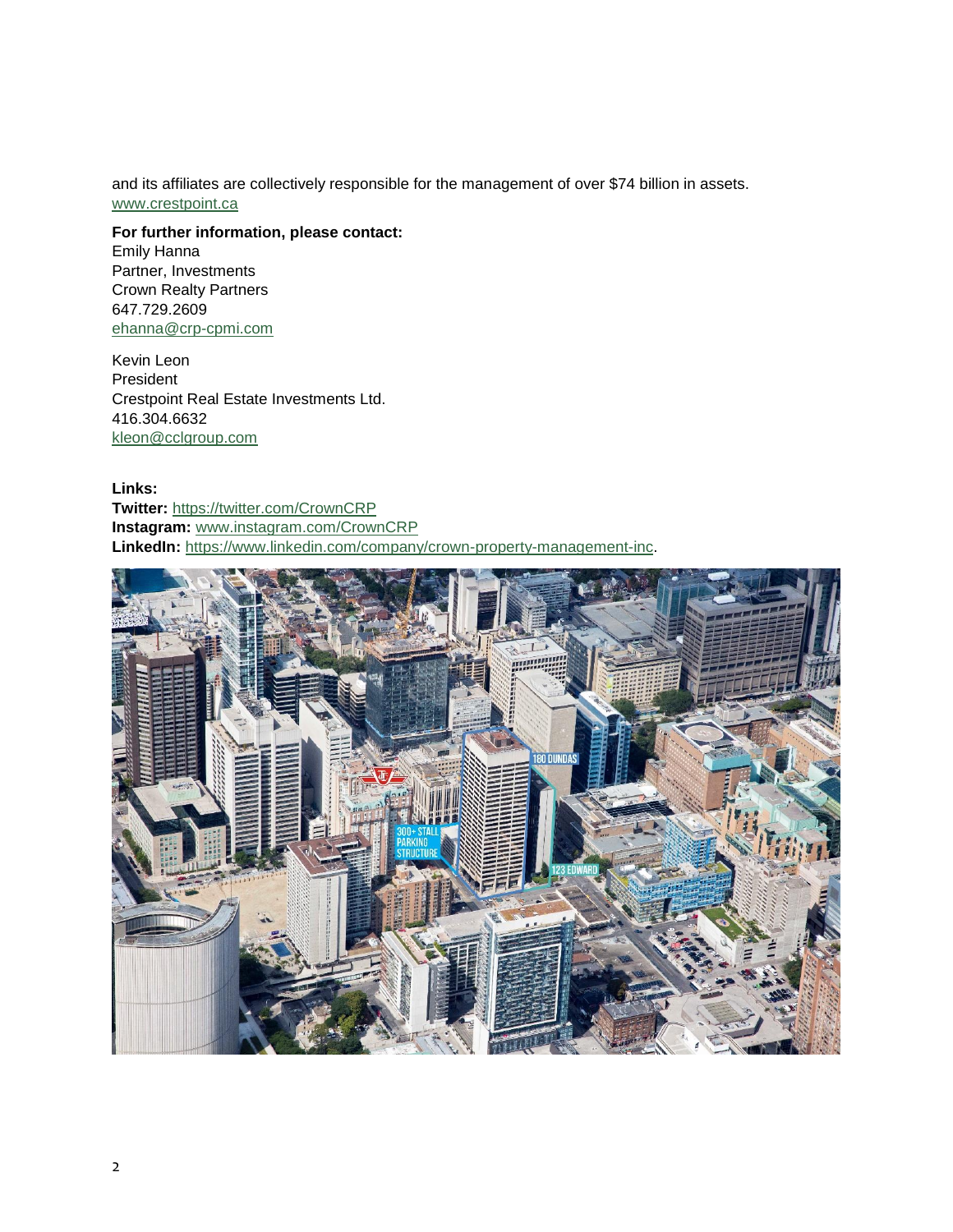and its affiliates are collectively responsible for the management of over $74 billion in assets. [www.crestpoint.ca](http://www.crestpoint.ca)

**For further information, please contact:**
Emily Hanna
Partner, Investments
Crown Realty Partners
647.729.2609
[ehanna@crp-cpmi.com](mailto:ehanna@crp-cpmi.com)

Kevin Leon
President
Crestpoint Real Estate Investments Ltd.
416.304.6632
[kleon@cclgroup.com](mailto:kleon@cclgroup.com)

**Links:**
**Twitter:** [https://twitter.com/CrownCRP](https://twitter.com/CrownCRP)
**Instagram:** [www.instagram.com/CrownCRP](http://www.instagram.com/CrownCRP)
**LinkedIn:** [https://www.linkedin.com/company/crown-property-management-inc](https://www.linkedin.com/company/crown-property-management-inc).